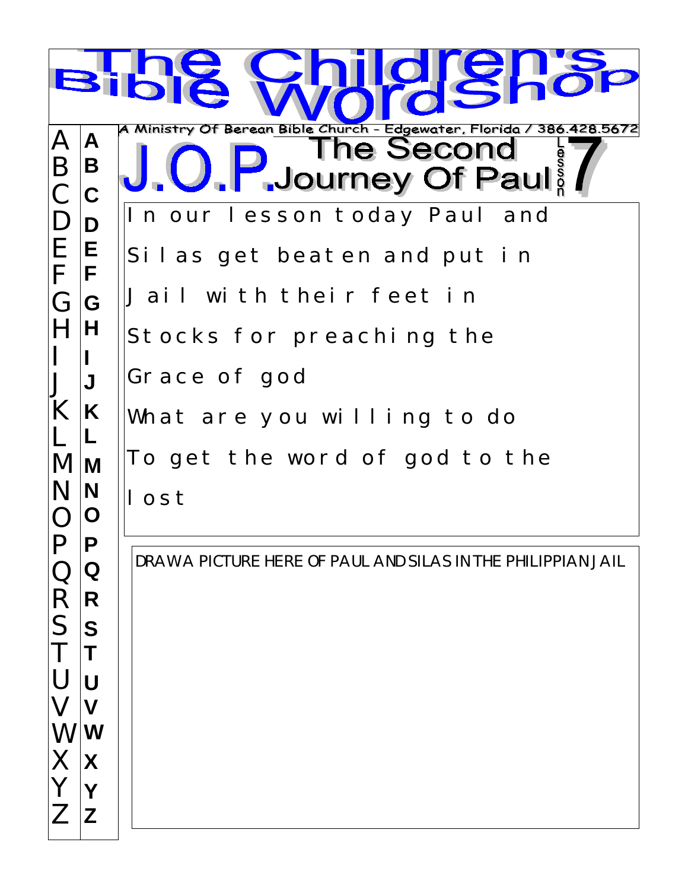# The Children's Bible WordShop

A Ministry Of Berean Bible Church - Edgewater, Florida / 386.428.5672

## J.O.P. The Second Journey Of Paul

Lesson 7

In our lesson today Paul and Silas get beaten and put in Jail with their feet in Stocks for preaching the Grace of god

What are you willing to do To get the word of god to the lost

DRAW A PICTURE HERE OF PAUL AND SILAS IN THE PHILIPPIAN JAIL

A B C D E F G H I J K L M N O P Q R S T U V W X Y Z

A B C D E F G H I J K L M N O P Q R S T U V W X Y Z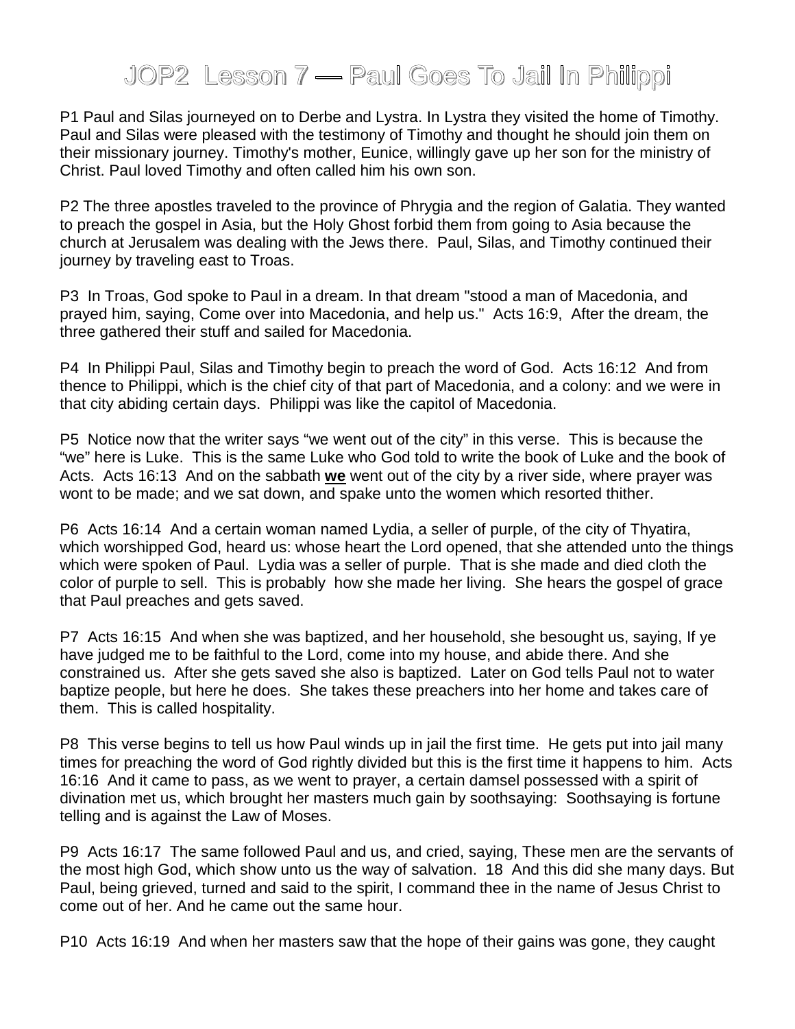# JOP2 Lesson 7 — Paul Goes To Jail In Philippi

P1 Paul and Silas journeyed on to Derbe and Lystra. In Lystra they visited the home of Timothy. Paul and Silas were pleased with the testimony of Timothy and thought he should join them on their missionary journey. Timothy's mother, Eunice, willingly gave up her son for the ministry of Christ. Paul loved Timothy and often called him his own son.

P2 The three apostles traveled to the province of Phrygia and the region of Galatia. They wanted to preach the gospel in Asia, but the Holy Ghost forbid them from going to Asia because the church at Jerusalem was dealing with the Jews there. Paul, Silas, and Timothy continued their journey by traveling east to Troas.

P3 In Troas, God spoke to Paul in a dream. In that dream "stood a man of Macedonia, and prayed him, saying, Come over into Macedonia, and help us." Acts 16:9, After the dream, the three gathered their stuff and sailed for Macedonia.

P4 In Philippi Paul, Silas and Timothy begin to preach the word of God. Acts 16:12 And from thence to Philippi, which is the chief city of that part of Macedonia, and a colony: and we were in that city abiding certain days. Philippi was like the capitol of Macedonia.

P5 Notice now that the writer says "we went out of the city" in this verse. This is because the "we" here is Luke. This is the same Luke who God told to write the book of Luke and the book of Acts. Acts 16:13 And on the sabbath **we** went out of the city by a river side, where prayer was wont to be made; and we sat down, and spake unto the women which resorted thither.

P6 Acts 16:14 And a certain woman named Lydia, a seller of purple, of the city of Thyatira, which worshipped God, heard us: whose heart the Lord opened, that she attended unto the things which were spoken of Paul. Lydia was a seller of purple. That is she made and died cloth the color of purple to sell. This is probably how she made her living. She hears the gospel of grace that Paul preaches and gets saved.

P7 Acts 16:15 And when she was baptized, and her household, she besought us, saying, If ye have judged me to be faithful to the Lord, come into my house, and abide there. And she constrained us. After she gets saved she also is baptized. Later on God tells Paul not to water baptize people, but here he does. She takes these preachers into her home and takes care of them. This is called hospitality.

P8 This verse begins to tell us how Paul winds up in jail the first time. He gets put into jail many times for preaching the word of God rightly divided but this is the first time it happens to him. Acts 16:16 And it came to pass, as we went to prayer, a certain damsel possessed with a spirit of divination met us, which brought her masters much gain by soothsaying: Soothsaying is fortune telling and is against the Law of Moses.

P9 Acts 16:17 The same followed Paul and us, and cried, saying, These men are the servants of the most high God, which show unto us the way of salvation. 18 And this did she many days. But Paul, being grieved, turned and said to the spirit, I command thee in the name of Jesus Christ to come out of her. And he came out the same hour.

P10 Acts 16:19 And when her masters saw that the hope of their gains was gone, they caught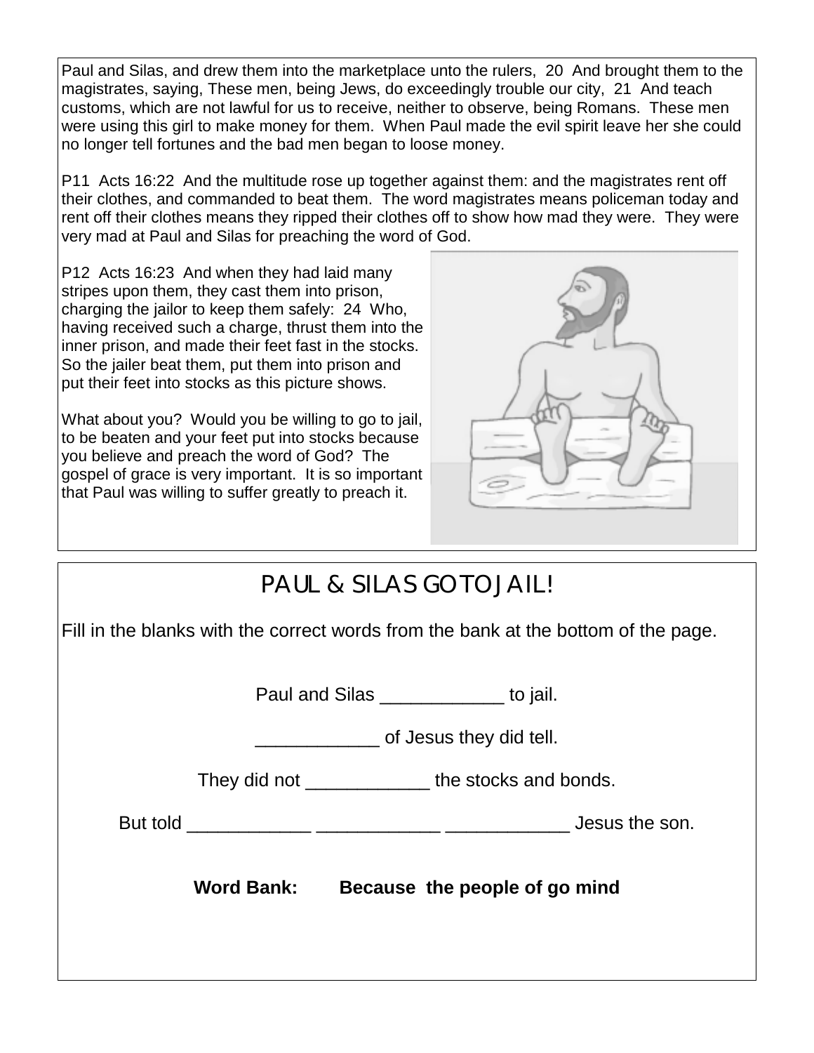Paul and Silas, and drew them into the marketplace unto the rulers, 20 And brought them to the magistrates, saying, These men, being Jews, do exceedingly trouble our city, 21 And teach customs, which are not lawful for us to receive, neither to observe, being Romans. These men were using this girl to make money for them. When Paul made the evil spirit leave her she could no longer tell fortunes and the bad men began to loose money.

P11 Acts 16:22 And the multitude rose up together against them: and the magistrates rent off their clothes, and commanded to beat them. The word magistrates means policeman today and rent off their clothes means they ripped their clothes off to show how mad they were. They were very mad at Paul and Silas for preaching the word of God.

P12 Acts 16:23 And when they had laid many stripes upon them, they cast them into prison, charging the jailor to keep them safely: 24 Who, having received such a charge, thrust them into the inner prison, and made their feet fast in the stocks. So the jailer beat them, put them into prison and put their feet into stocks as this picture shows.

What about you? Would you be willing to go to jail, to be beaten and your feet put into stocks because you believe and preach the word of God? The gospel of grace is very important. It is so important that Paul was willing to suffer greatly to preach it.

## PAUL & SILAS GO TO JAIL!

Fill in the blanks with the correct words from the bank at the bottom of the page.

Paul and Silas ____________ to jail.

____________ of Jesus they did tell.

They did not ____________ the stocks and bonds.

But told ____________ ____________ ____________ Jesus the son.

**Word Bank: Because the people of go mind**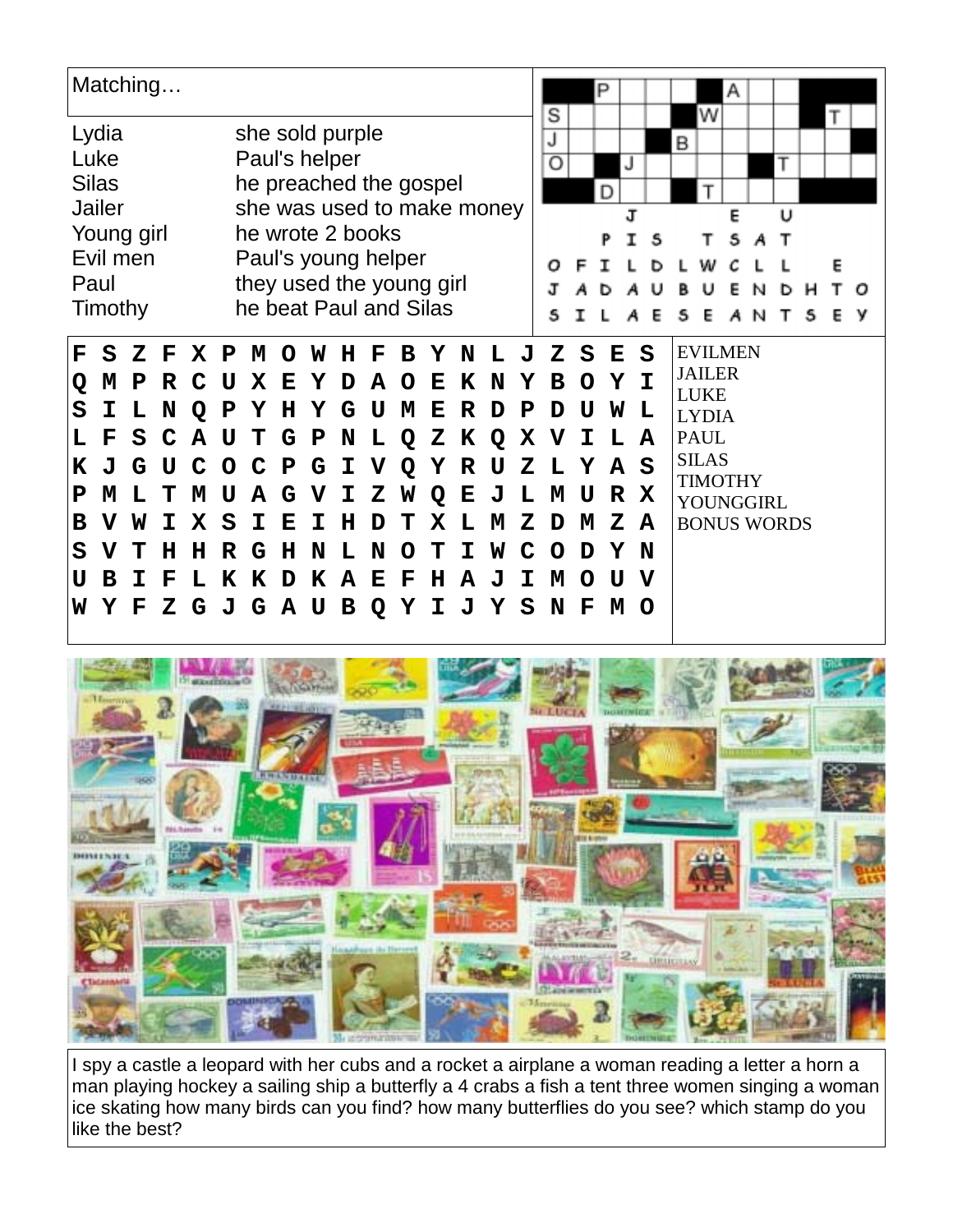Matching…

| | |
|---|---|
| Lydia | she sold purple |
| Luke | Paul's helper |
| Silas | he preached the gospel |
| Jailer | she was used to make money |
| Young girl | he wrote 2 books |
| Evil men | Paul's young helper |
| Paul | they used the young girl |
| Timothy | he beat Paul and Silas |

```
F S Z F X P M O W H F B Y N L J Z S E S
Q M P R C U X E Y D A O E K N Y B O Y I
S I L N Q P Y H Y G U M E R D P D U W L
L F S C A U T G P N L Q Z K Q X V I L A
K J G U C O C P G I V Q Y R U Z L Y A S
P M L T M U A G V I Z W Q E J L M U R X
B V W I X S I E I H D T X L M Z D M Z A
S V T H H R G H N L N O T I W C O D Y N
U B I F L K K D K A E F H A J I M O U V
W Y F Z G J G A U B Q Y I J Y S N F M O
```

EVILMEN
JAILER
LUKE
LYDIA
PAUL
SILAS
TIMOTHY
YOUNGGIRL
BONUS WORDS

I spy a castle a leopard with her cubs and a rocket a airplane a woman reading a letter a horn a man playing hockey a sailing ship a butterfly a 4 crabs a fish a tent three women singing a woman ice skating how many birds can you find? how many butterflies do you see? which stamp do you like the best?